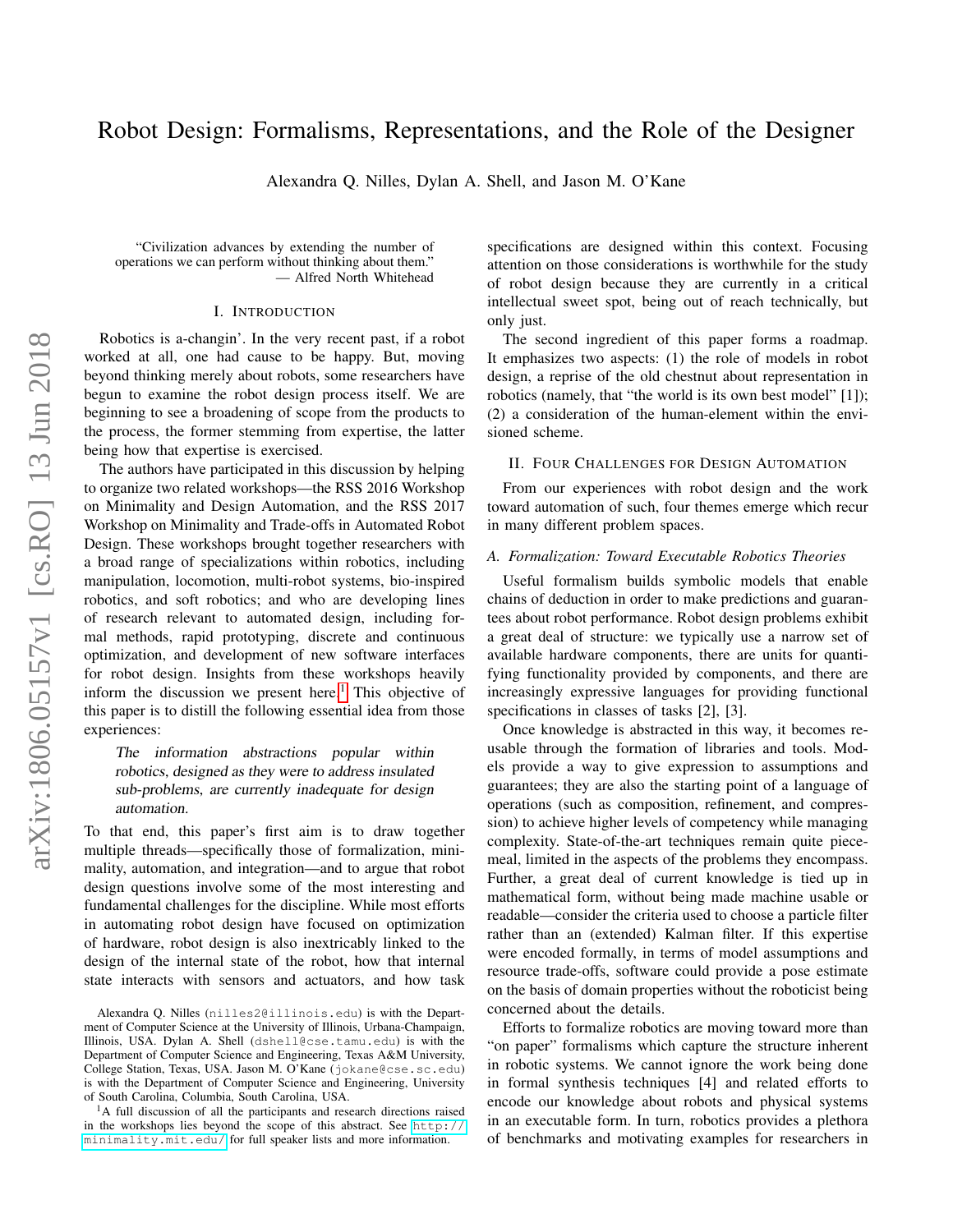# Robot Design: Formalisms, Representations, and the Role of the Designer

Alexandra Q. Nilles, Dylan A. Shell, and Jason M. O'Kane

> "Civilization advances by extending the number of operations we can perform without thinking about them."
> — Alfred North Whitehead

## I. Introduction

Robotics is a-changin'. In the very recent past, if a robot worked at all, one had cause to be happy. But, moving beyond thinking merely about robots, some researchers have begun to examine the robot design process itself. We are beginning to see a broadening of scope from the products to the process, the former stemming from expertise, the latter being how that expertise is exercised.

The authors have participated in this discussion by helping to organize two related workshops—the RSS 2016 Workshop on Minimality and Design Automation, and the RSS 2017 Workshop on Minimality and Trade-offs in Automated Robot Design. These workshops brought together researchers with a broad range of specializations within robotics, including manipulation, locomotion, multi-robot systems, bio-inspired robotics, and soft robotics; and who are developing lines of research relevant to automated design, including formal methods, rapid prototyping, discrete and continuous optimization, and development of new software interfaces for robot design. Insights from these workshops heavily inform the discussion we present here.[1] This objective of this paper is to distill the following essential idea from those experiences:

> *The information abstractions popular within robotics, designed as they were to address insulated sub-problems, are currently inadequate for design automation.*

To that end, this paper's first aim is to draw together multiple threads—specifically those of formalization, minimality, automation, and integration—and to argue that robot design questions involve some of the most interesting and fundamental challenges for the discipline. While most efforts in automating robot design have focused on optimization of hardware, robot design is also inextricably linked to the design of the internal state of the robot, how that internal state interacts with sensors and actuators, and how task specifications are designed within this context. Focusing attention on those considerations is worthwhile for the study of robot design because they are currently in a critical intellectual sweet spot, being out of reach technically, but only just.

The second ingredient of this paper forms a roadmap. It emphasizes two aspects: (1) the role of models in robot design, a reprise of the old chestnut about representation in robotics (namely, that "the world is its own best model" [1]); (2) a consideration of the human-element within the envisioned scheme.

## II. Four Challenges for Design Automation

From our experiences with robot design and the work toward automation of such, four themes emerge which recur in many different problem spaces.

### A. Formalization: Toward Executable Robotics Theories

Useful formalism builds symbolic models that enable chains of deduction in order to make predictions and guarantees about robot performance. Robot design problems exhibit a great deal of structure: we typically use a narrow set of available hardware components, there are units for quantifying functionality provided by components, and there are increasingly expressive languages for providing functional specifications in classes of tasks [2], [3].

Once knowledge is abstracted in this way, it becomes reusable through the formation of libraries and tools. Models provide a way to give expression to assumptions and guarantees; they are also the starting point of a language of operations (such as composition, refinement, and compression) to achieve higher levels of competency while managing complexity. State-of-the-art techniques remain quite piecemeal, limited in the aspects of the problems they encompass. Further, a great deal of current knowledge is tied up in mathematical form, without being made machine usable or readable—consider the criteria used to choose a particle filter rather than an (extended) Kalman filter. If this expertise were encoded formally, in terms of model assumptions and resource trade-offs, software could provide a pose estimate on the basis of domain properties without the roboticist being concerned about the details.

Efforts to formalize robotics are moving toward more than "on paper" formalisms which capture the structure inherent in robotic systems. We cannot ignore the work being done in formal synthesis techniques [4] and related efforts to encode our knowledge about robots and physical systems in an executable form. In turn, robotics provides a plethora of benchmarks and motivating examples for researchers in

---

Alexandra Q. Nilles (nilles2@illinois.edu) is with the Department of Computer Science at the University of Illinois, Urbana-Champaign, Illinois, USA. Dylan A. Shell (dshell@cse.tamu.edu) is with the Department of Computer Science and Engineering, Texas A&M University, College Station, Texas, USA. Jason M. O'Kane (jokane@cse.sc.edu) is with the Department of Computer Science and Engineering, University of South Carolina, Columbia, South Carolina, USA.

[1] A full discussion of all the participants and research directions raised in the workshops lies beyond the scope of this abstract. See http://minimality.mit.edu/ for full speaker lists and more information.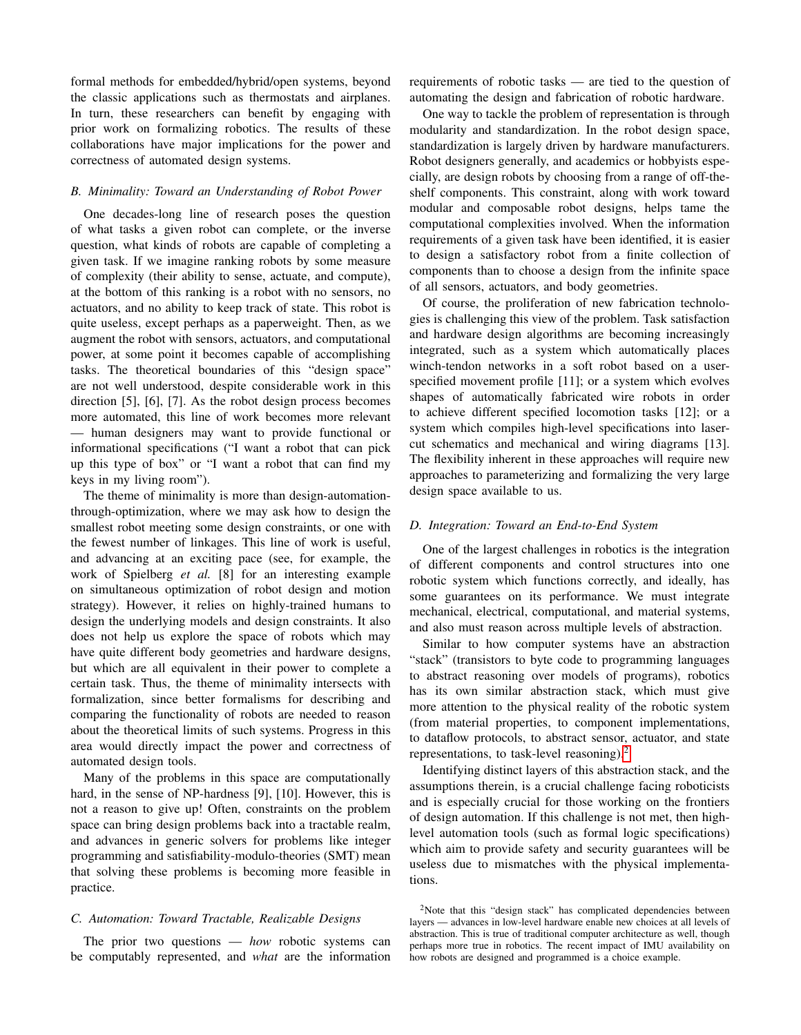formal methods for embedded/hybrid/open systems, beyond the classic applications such as thermostats and airplanes. In turn, these researchers can benefit by engaging with prior work on formalizing robotics. The results of these collaborations have major implications for the power and correctness of automated design systems.

### B. Minimality: Toward an Understanding of Robot Power

One decades-long line of research poses the question of what tasks a given robot can complete, or the inverse question, what kinds of robots are capable of completing a given task. If we imagine ranking robots by some measure of complexity (their ability to sense, actuate, and compute), at the bottom of this ranking is a robot with no sensors, no actuators, and no ability to keep track of state. This robot is quite useless, except perhaps as a paperweight. Then, as we augment the robot with sensors, actuators, and computational power, at some point it becomes capable of accomplishing tasks. The theoretical boundaries of this "design space" are not well understood, despite considerable work in this direction [5], [6], [7]. As the robot design process becomes more automated, this line of work becomes more relevant — human designers may want to provide functional or informational specifications ("I want a robot that can pick up this type of box" or "I want a robot that can find my keys in my living room").

The theme of minimality is more than design-automation-through-optimization, where we may ask how to design the smallest robot meeting some design constraints, or one with the fewest number of linkages. This line of work is useful, and advancing at an exciting pace (see, for example, the work of Spielberg *et al.* [8] for an interesting example on simultaneous optimization of robot design and motion strategy). However, it relies on highly-trained humans to design the underlying models and design constraints. It also does not help us explore the space of robots which may have quite different body geometries and hardware designs, but which are all equivalent in their power to complete a certain task. Thus, the theme of minimality intersects with formalization, since better formalisms for describing and comparing the functionality of robots are needed to reason about the theoretical limits of such systems. Progress in this area would directly impact the power and correctness of automated design tools.

Many of the problems in this space are computationally hard, in the sense of NP-hardness [9], [10]. However, this is not a reason to give up! Often, constraints on the problem space can bring design problems back into a tractable realm, and advances in generic solvers for problems like integer programming and satisfiability-modulo-theories (SMT) mean that solving these problems is becoming more feasible in practice.

### C. Automation: Toward Tractable, Realizable Designs

The prior two questions — *how* robotic systems can be computably represented, and *what* are the information requirements of robotic tasks — are tied to the question of automating the design and fabrication of robotic hardware.

One way to tackle the problem of representation is through modularity and standardization. In the robot design space, standardization is largely driven by hardware manufacturers. Robot designers generally, and academics or hobbyists especially, are design robots by choosing from a range of off-the-shelf components. This constraint, along with work toward modular and composable robot designs, helps tame the computational complexities involved. When the information requirements of a given task have been identified, it is easier to design a satisfactory robot from a finite collection of components than to choose a design from the infinite space of all sensors, actuators, and body geometries.

Of course, the proliferation of new fabrication technologies is challenging this view of the problem. Task satisfaction and hardware design algorithms are becoming increasingly integrated, such as a system which automatically places winch-tendon networks in a soft robot based on a user-specified movement profile [11]; or a system which evolves shapes of automatically fabricated wire robots in order to achieve different specified locomotion tasks [12]; or a system which compiles high-level specifications into laser-cut schematics and mechanical and wiring diagrams [13]. The flexibility inherent in these approaches will require new approaches to parameterizing and formalizing the very large design space available to us.

### D. Integration: Toward an End-to-End System

One of the largest challenges in robotics is the integration of different components and control structures into one robotic system which functions correctly, and ideally, has some guarantees on its performance. We must integrate mechanical, electrical, computational, and material systems, and also must reason across multiple levels of abstraction.

Similar to how computer systems have an abstraction "stack" (transistors to byte code to programming languages to abstract reasoning over models of programs), robotics has its own similar abstraction stack, which must give more attention to the physical reality of the robotic system (from material properties, to component implementations, to dataflow protocols, to abstract sensor, actuator, and state representations, to task-level reasoning).[2]

Identifying distinct layers of this abstraction stack, and the assumptions therein, is a crucial challenge facing roboticists and is especially crucial for those working on the frontiers of design automation. If this challenge is not met, then high-level automation tools (such as formal logic specifications) which aim to provide safety and security guarantees will be useless due to mismatches with the physical implementations.

[2] Note that this "design stack" has complicated dependencies between layers — advances in low-level hardware enable new choices at all levels of abstraction. This is true of traditional computer architecture as well, though perhaps more true in robotics. The recent impact of IMU availability on how robots are designed and programmed is a choice example.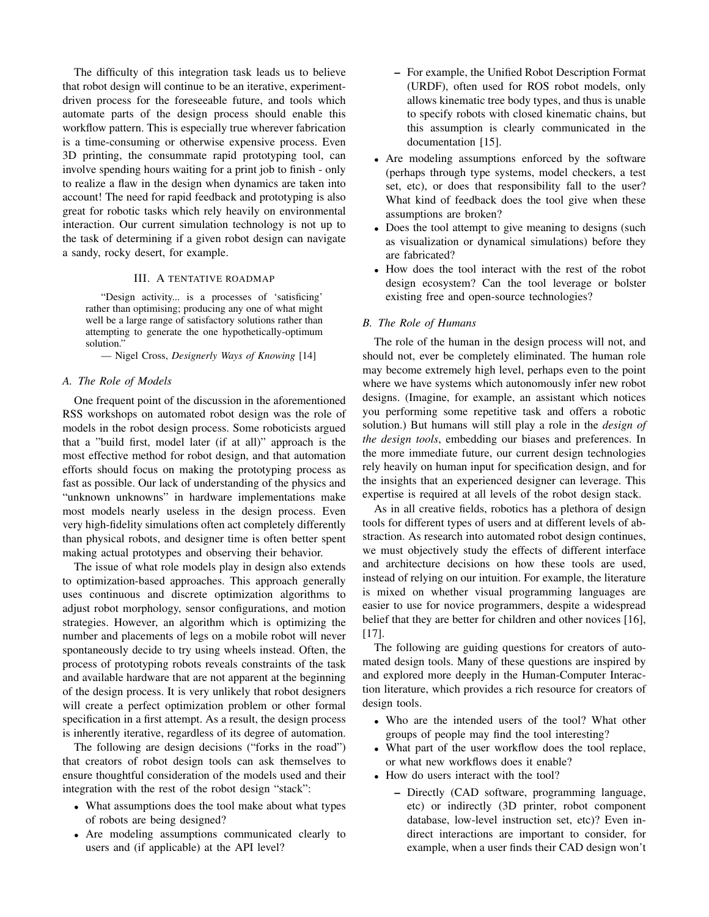The difficulty of this integration task leads us to believe that robot design will continue to be an iterative, experiment-driven process for the foreseeable future, and tools which automate parts of the design process should enable this workflow pattern. This is especially true wherever fabrication is a time-consuming or otherwise expensive process. Even 3D printing, the consummate rapid prototyping tool, can involve spending hours waiting for a print job to finish - only to realize a flaw in the design when dynamics are taken into account! The need for rapid feedback and prototyping is also great for robotic tasks which rely heavily on environmental interaction. Our current simulation technology is not up to the task of determining if a given robot design can navigate a sandy, rocky desert, for example.

## III. A TENTATIVE ROADMAP

> "Design activity... is a processes of 'satisficing' rather than optimising; producing any one of what might well be a large range of satisfactory solutions rather than attempting to generate the one hypothetically-optimum solution."
>
> — Nigel Cross, *Designerly Ways of Knowing* [14]

### A. The Role of Models

One frequent point of the discussion in the aforementioned RSS workshops on automated robot design was the role of models in the robot design process. Some roboticists argued that a "build first, model later (if at all)" approach is the most effective method for robot design, and that automation efforts should focus on making the prototyping process as fast as possible. Our lack of understanding of the physics and "unknown unknowns" in hardware implementations make most models nearly useless in the design process. Even very high-fidelity simulations often act completely differently than physical robots, and designer time is often better spent making actual prototypes and observing their behavior.

The issue of what role models play in design also extends to optimization-based approaches. This approach generally uses continuous and discrete optimization algorithms to adjust robot morphology, sensor configurations, and motion strategies. However, an algorithm which is optimizing the number and placements of legs on a mobile robot will never spontaneously decide to try using wheels instead. Often, the process of prototyping robots reveals constraints of the task and available hardware that are not apparent at the beginning of the design process. It is very unlikely that robot designers will create a perfect optimization problem or other formal specification in a first attempt. As a result, the design process is inherently iterative, regardless of its degree of automation.

The following are design decisions ("forks in the road") that creators of robot design tools can ask themselves to ensure thoughtful consideration of the models used and their integration with the rest of the robot design "stack":

- What assumptions does the tool make about what types of robots are being designed?
- Are modeling assumptions communicated clearly to users and (if applicable) at the API level?
  - For example, the Unified Robot Description Format (URDF), often used for ROS robot models, only allows kinematic tree body types, and thus is unable to specify robots with closed kinematic chains, but this assumption is clearly communicated in the documentation [15].
- Are modeling assumptions enforced by the software (perhaps through type systems, model checkers, a test set, etc), or does that responsibility fall to the user? What kind of feedback does the tool give when these assumptions are broken?
- Does the tool attempt to give meaning to designs (such as visualization or dynamical simulations) before they are fabricated?
- How does the tool interact with the rest of the robot design ecosystem? Can the tool leverage or bolster existing free and open-source technologies?

### B. The Role of Humans

The role of the human in the design process will not, and should not, ever be completely eliminated. The human role may become extremely high level, perhaps even to the point where we have systems which autonomously infer new robot designs. (Imagine, for example, an assistant which notices you performing some repetitive task and offers a robotic solution.) But humans will still play a role in the *design of the design tools*, embedding our biases and preferences. In the more immediate future, our current design technologies rely heavily on human input for specification design, and for the insights that an experienced designer can leverage. This expertise is required at all levels of the robot design stack.

As in all creative fields, robotics has a plethora of design tools for different types of users and at different levels of abstraction. As research into automated robot design continues, we must objectively study the effects of different interface and architecture decisions on how these tools are used, instead of relying on our intuition. For example, the literature is mixed on whether visual programming languages are easier to use for novice programmers, despite a widespread belief that they are better for children and other novices [16], [17].

The following are guiding questions for creators of automated design tools. Many of these questions are inspired by and explored more deeply in the Human-Computer Interaction literature, which provides a rich resource for creators of design tools.

- Who are the intended users of the tool? What other groups of people may find the tool interesting?
- What part of the user workflow does the tool replace, or what new workflows does it enable?
- How do users interact with the tool?
  - Directly (CAD software, programming language, etc) or indirectly (3D printer, robot component database, low-level instruction set, etc)? Even indirect interactions are important to consider, for example, when a user finds their CAD design won't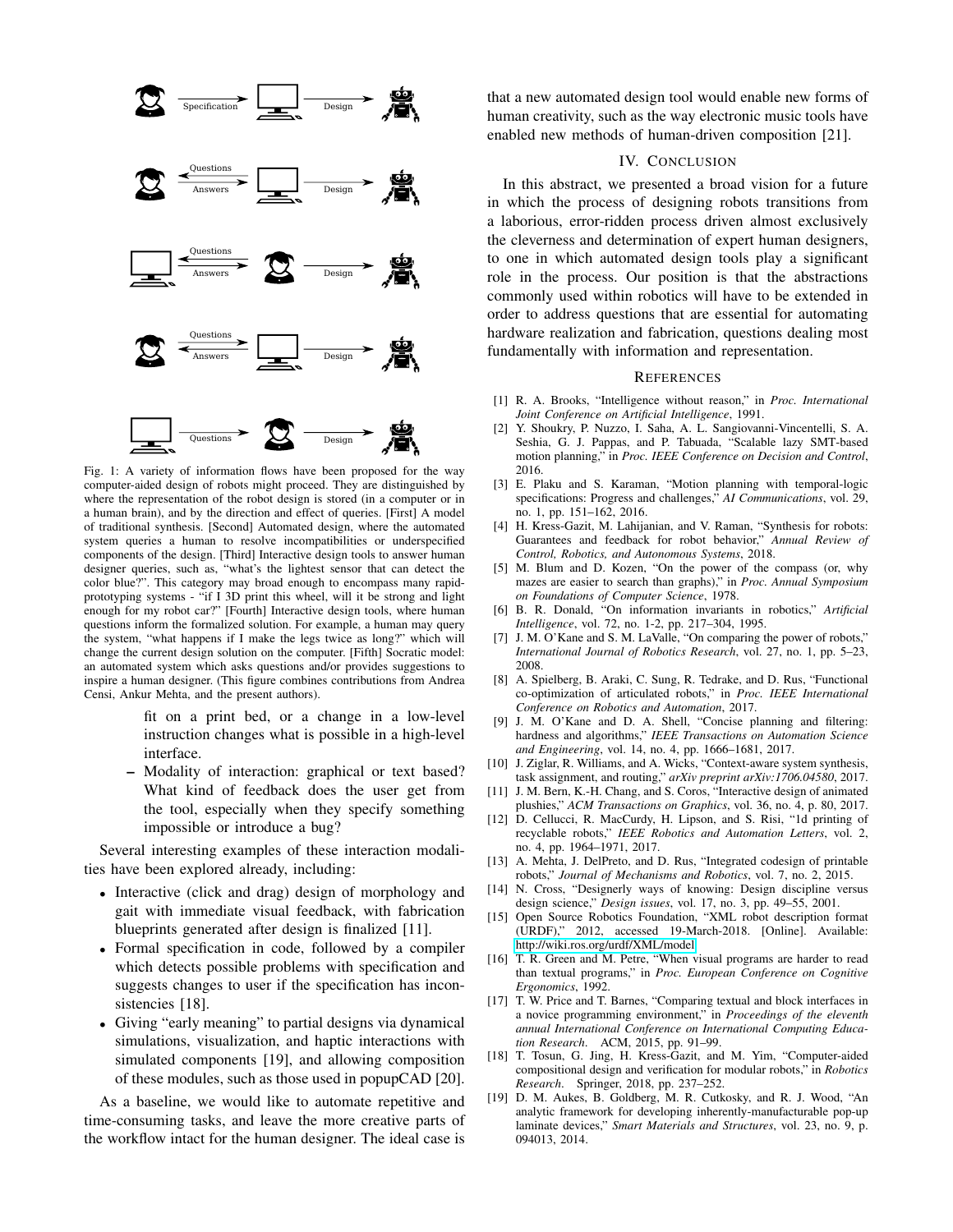Fig. 1: A variety of information flows have been proposed for the way computer-aided design of robots might proceed. They are distinguished by where the representation of the robot design is stored (in a computer or in a human brain), and by the direction and effect of queries. [First] A model of traditional synthesis. [Second] Automated design, where the automated system queries a human to resolve incompatibilities or underspecified components of the design. [Third] Interactive design tools to answer human designer queries, such as, "what's the lightest sensor that can detect the color blue?". This category may broad enough to encompass many rapid-prototyping systems - "if I 3D print this wheel, will it be strong and light enough for my robot car?" [Fourth] Interactive design tools, where human questions inform the formalized solution. For example, a human may query the system, "what happens if I make the legs twice as long?" which will change the current design solution on the computer. [Fifth] Socratic model: an automated system which asks questions and/or provides suggestions to inspire a human designer. (This figure combines contributions from Andrea Censi, Ankur Mehta, and the present authors).

fit on a print bed, or a change in a low-level instruction changes what is possible in a high-level interface.

- Modality of interaction: graphical or text based? What kind of feedback does the user get from the tool, especially when they specify something impossible or introduce a bug?

Several interesting examples of these interaction modalities have been explored already, including:

- Interactive (click and drag) design of morphology and gait with immediate visual feedback, with fabrication blueprints generated after design is finalized [11].
- Formal specification in code, followed by a compiler which detects possible problems with specification and suggests changes to user if the specification has inconsistencies [18].
- Giving "early meaning" to partial designs via dynamical simulations, visualization, and haptic interactions with simulated components [19], and allowing composition of these modules, such as those used in popupCAD [20].

As a baseline, we would like to automate repetitive and time-consuming tasks, and leave the more creative parts of the workflow intact for the human designer. The ideal case is that a new automated design tool would enable new forms of human creativity, such as the way electronic music tools have enabled new methods of human-driven composition [21].

## IV. Conclusion

In this abstract, we presented a broad vision for a future in which the process of designing robots transitions from a laborious, error-ridden process driven almost exclusively the cleverness and determination of expert human designers, to one in which automated design tools play a significant role in the process. Our position is that the abstractions commonly used within robotics will have to be extended in order to address questions that are essential for automating hardware realization and fabrication, questions dealing most fundamentally with information and representation.

## References

[1] R. A. Brooks, "Intelligence without reason," in *Proc. International Joint Conference on Artificial Intelligence*, 1991.

[2] Y. Shoukry, P. Nuzzo, I. Saha, A. L. Sangiovanni-Vincentelli, S. A. Seshia, G. J. Pappas, and P. Tabuada, "Scalable lazy SMT-based motion planning," in *Proc. IEEE Conference on Decision and Control*, 2016.

[3] E. Plaku and S. Karaman, "Motion planning with temporal-logic specifications: Progress and challenges," *AI Communications*, vol. 29, no. 1, pp. 151–162, 2016.

[4] H. Kress-Gazit, M. Lahijanian, and V. Raman, "Synthesis for robots: Guarantees and feedback for robot behavior," *Annual Review of Control, Robotics, and Autonomous Systems*, 2018.

[5] M. Blum and D. Kozen, "On the power of the compass (or, why mazes are easier to search than graphs)," in *Proc. Annual Symposium on Foundations of Computer Science*, 1978.

[6] B. R. Donald, "On information invariants in robotics," *Artificial Intelligence*, vol. 72, no. 1-2, pp. 217–304, 1995.

[7] J. M. O'Kane and S. M. LaValle, "On comparing the power of robots," *International Journal of Robotics Research*, vol. 27, no. 1, pp. 5–23, 2008.

[8] A. Spielberg, B. Araki, C. Sung, R. Tedrake, and D. Rus, "Functional co-optimization of articulated robots," in *Proc. IEEE International Conference on Robotics and Automation*, 2017.

[9] J. M. O'Kane and D. A. Shell, "Concise planning and filtering: hardness and algorithms," *IEEE Transactions on Automation Science and Engineering*, vol. 14, no. 4, pp. 1666–1681, 2017.

[10] J. Ziglar, R. Williams, and A. Wicks, "Context-aware system synthesis, task assignment, and routing," *arXiv preprint arXiv:1706.04580*, 2017.

[11] J. M. Bern, K.-H. Chang, and S. Coros, "Interactive design of animated plushies," *ACM Transactions on Graphics*, vol. 36, no. 4, p. 80, 2017.

[12] D. Cellucci, R. MacCurdy, H. Lipson, and S. Risi, "1d printing of recyclable robots," *IEEE Robotics and Automation Letters*, vol. 2, no. 4, pp. 1964–1971, 2017.

[13] A. Mehta, J. DelPreto, and D. Rus, "Integrated codesign of printable robots," *Journal of Mechanisms and Robotics*, vol. 7, no. 2, 2015.

[14] N. Cross, "Designerly ways of knowing: Design discipline versus design science," *Design issues*, vol. 17, no. 3, pp. 49–55, 2001.

[15] Open Source Robotics Foundation, "XML robot description format (URDF)," 2012, accessed 19-March-2018. [Online]. Available: http://wiki.ros.org/urdf/XML/model

[16] T. R. Green and M. Petre, "When visual programs are harder to read than textual programs," in *Proc. European Conference on Cognitive Ergonomics*, 1992.

[17] T. W. Price and T. Barnes, "Comparing textual and block interfaces in a novice programming environment," in *Proceedings of the eleventh annual International Conference on International Computing Education Research*. ACM, 2015, pp. 91–99.

[18] T. Tosun, G. Jing, H. Kress-Gazit, and M. Yim, "Computer-aided compositional design and verification for modular robots," in *Robotics Research*. Springer, 2018, pp. 237–252.

[19] D. M. Aukes, B. Goldberg, M. R. Cutkosky, and R. J. Wood, "An analytic framework for developing inherently-manufacturable pop-up laminate devices," *Smart Materials and Structures*, vol. 23, no. 9, p. 094013, 2014.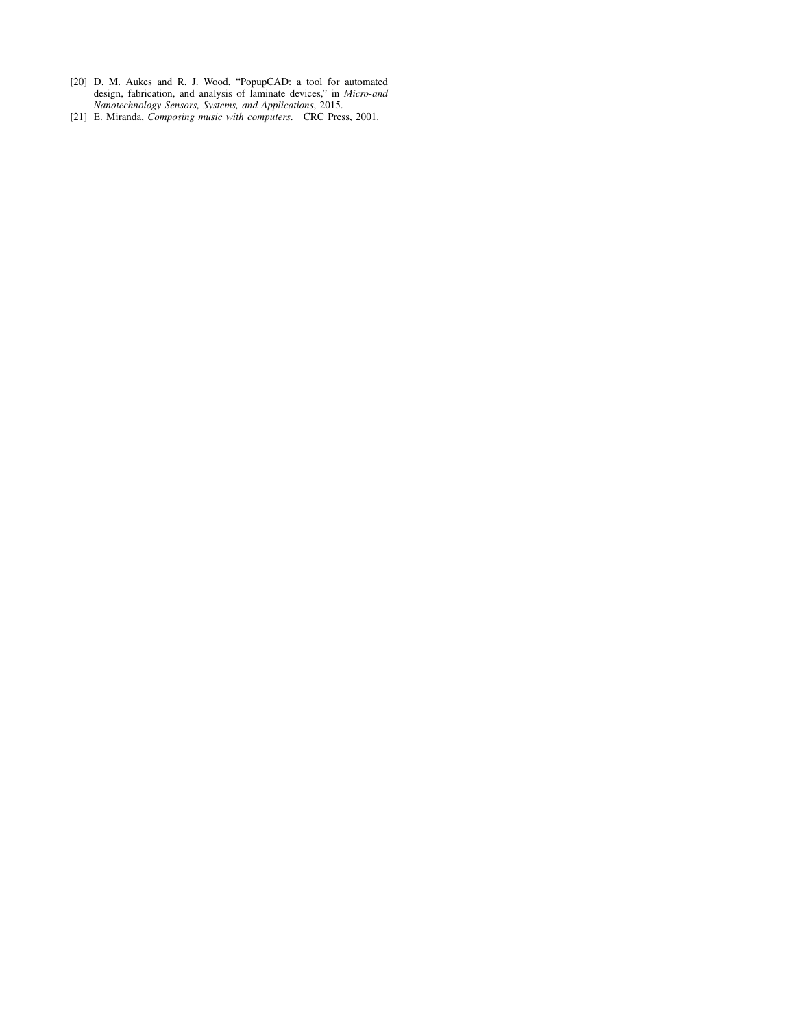[20] D. M. Aukes and R. J. Wood, "PopupCAD: a tool for automated design, fabrication, and analysis of laminate devices," in *Micro-and Nanotechnology Sensors, Systems, and Applications*, 2015.

[21] E. Miranda, *Composing music with computers*. CRC Press, 2001.